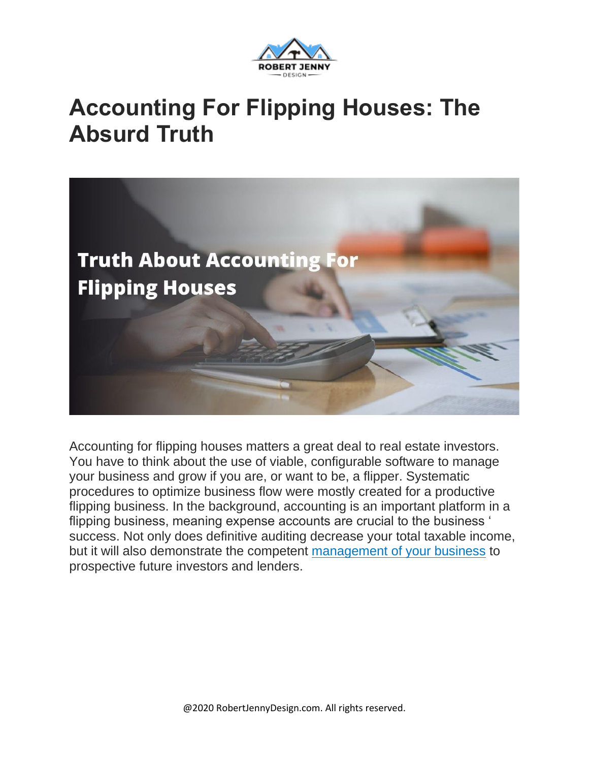# Accounting For Flipping Houses: The Absurd Truth

Accounting for flipping houses matters a great deal to real estate investors. You have to think about the use of viable, configurable software to manage your business and grow if you are, or want to be, a flipper. Systematic procedures to optimize business flow were mostly created for a productive flipping business. In the background, accounting is an important platform in a flipping business, meaning expense accounts are crucial to the business ' success. Not only does definitive auditing decrease your total taxable income, but it will also demonstrate the competent [management of your business](#) to prospective future investors and lenders.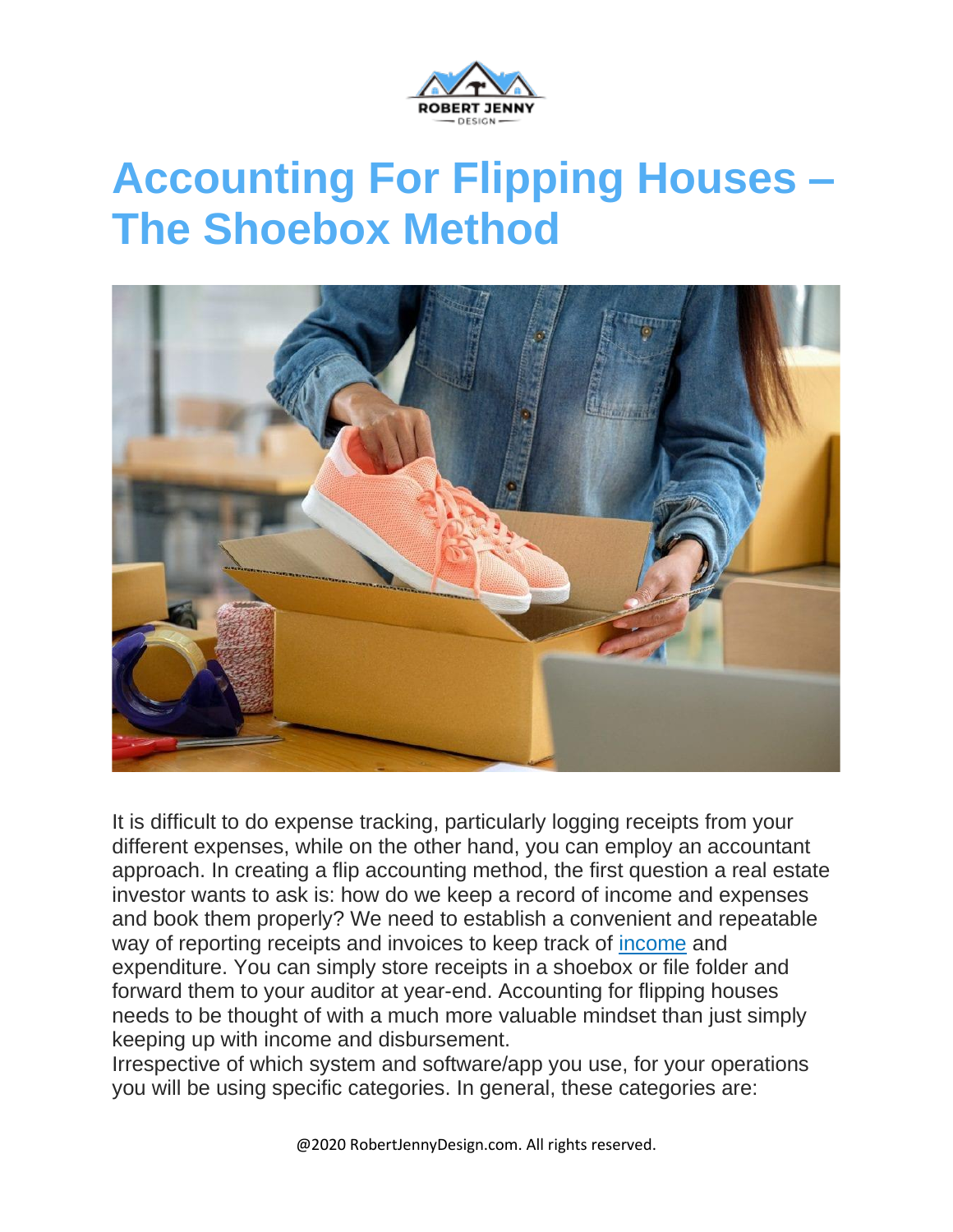# Accounting For Flipping Houses – The Shoebox Method

It is difficult to do expense tracking, particularly logging receipts from your different expenses, while on the other hand, you can employ an accountant approach. In creating a flip accounting method, the first question a real estate investor wants to ask is: how do we keep a record of income and expenses and book them properly? We need to establish a convenient and repeatable way of reporting receipts and invoices to keep track of income and expenditure. You can simply store receipts in a shoebox or file folder and forward them to your auditor at year-end. Accounting for flipping houses needs to be thought of with a much more valuable mindset than just simply keeping up with income and disbursement.

Irrespective of which system and software/app you use, for your operations you will be using specific categories. In general, these categories are: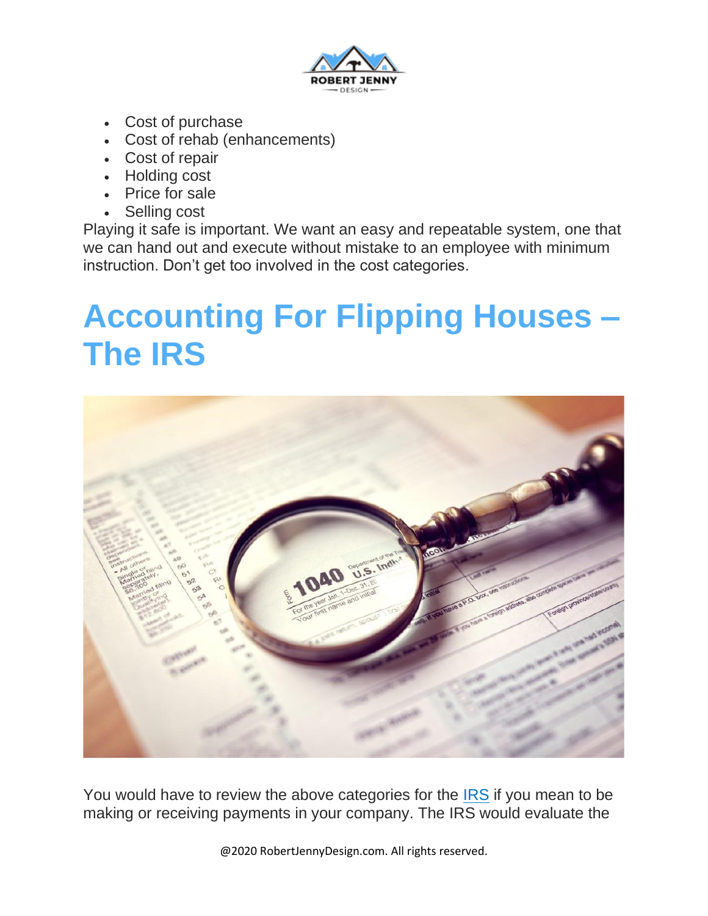- Cost of purchase
- Cost of rehab (enhancements)
- Cost of repair
- Holding cost
- Price for sale
- Selling cost

Playing it safe is important. We want an easy and repeatable system, one that we can hand out and execute without mistake to an employee with minimum instruction. Don't get too involved in the cost categories.

# Accounting For Flipping Houses – The IRS

You would have to review the above categories for the IRS if you mean to be making or receiving payments in your company. The IRS would evaluate the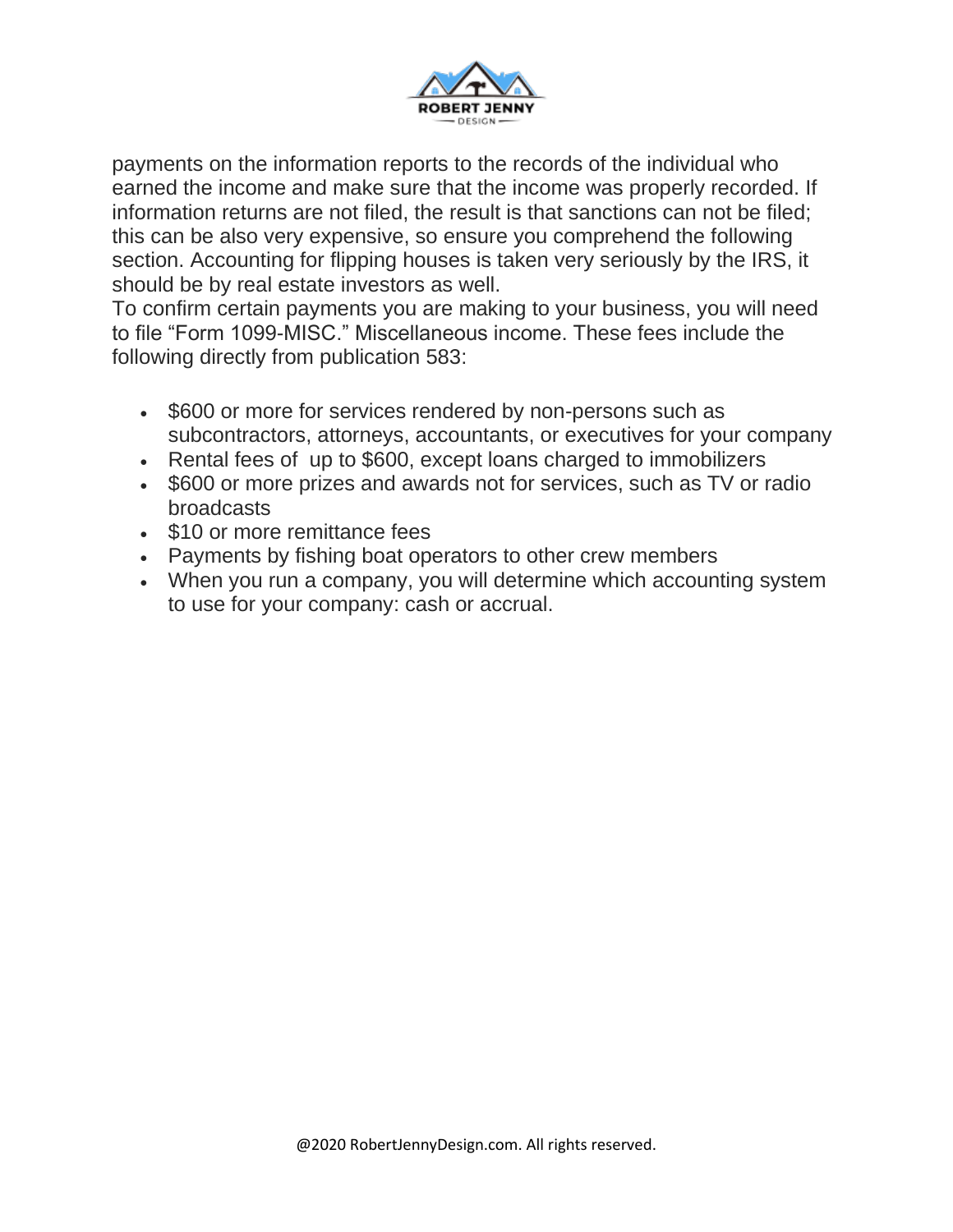payments on the information reports to the records of the individual who earned the income and make sure that the income was properly recorded. If information returns are not filed, the result is that sanctions can not be filed; this can be also very expensive, so ensure you comprehend the following section. Accounting for flipping houses is taken very seriously by the IRS, it should be by real estate investors as well.

To confirm certain payments you are making to your business, you will need to file “Form 1099-MISC.” Miscellaneous income. These fees include the following directly from publication 583:

- $600 or more for services rendered by non-persons such as subcontractors, attorneys, accountants, or executives for your company
- Rental fees of  up to $600, except loans charged to immobilizers
- $600 or more prizes and awards not for services, such as TV or radio broadcasts
- $10 or more remittance fees
- Payments by fishing boat operators to other crew members
- When you run a company, you will determine which accounting system to use for your company: cash or accrual.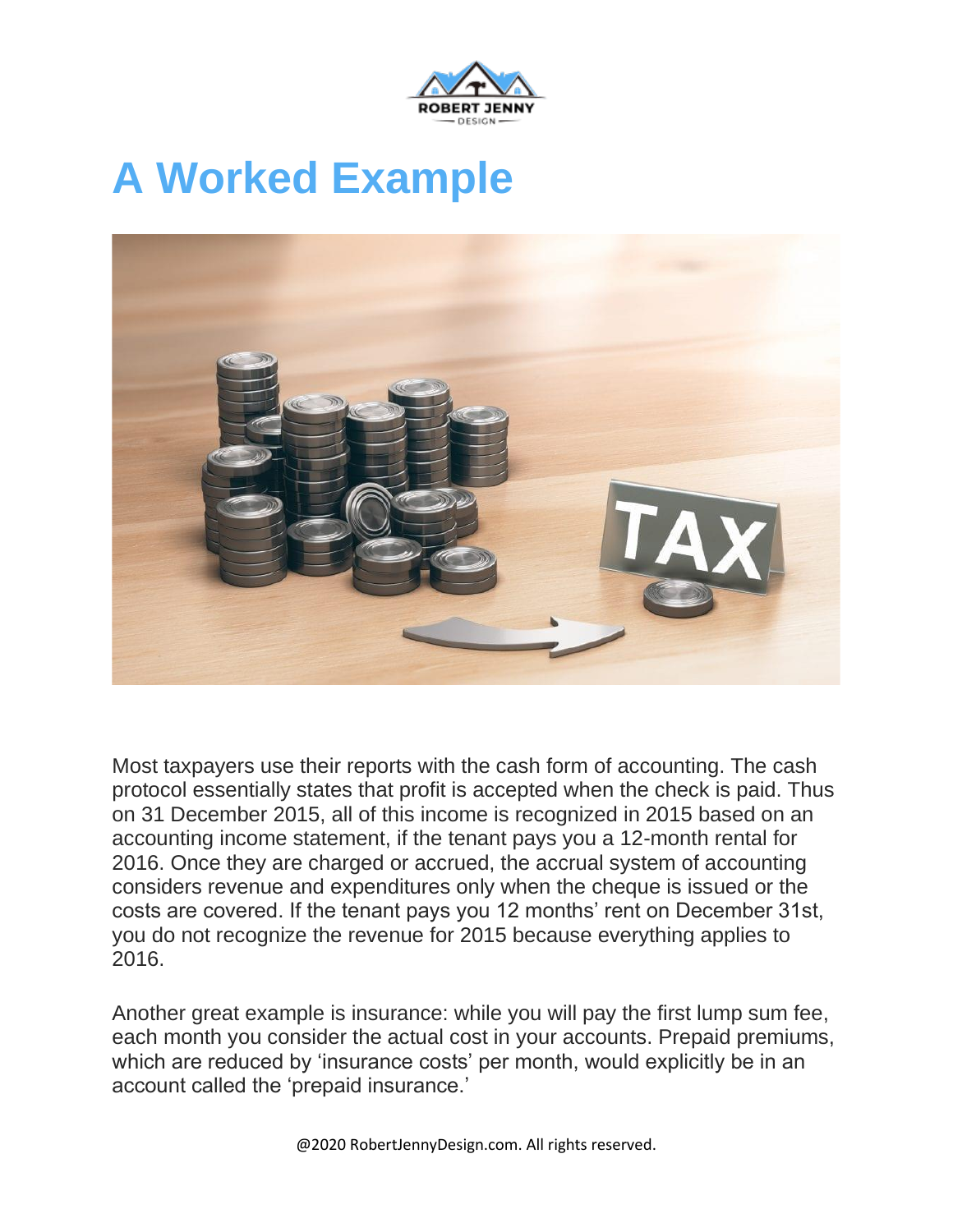# A Worked Example

Most taxpayers use their reports with the cash form of accounting. The cash protocol essentially states that profit is accepted when the check is paid. Thus on 31 December 2015, all of this income is recognized in 2015 based on an accounting income statement, if the tenant pays you a 12-month rental for 2016. Once they are charged or accrued, the accrual system of accounting considers revenue and expenditures only when the cheque is issued or the costs are covered. If the tenant pays you 12 months' rent on December 31st, you do not recognize the revenue for 2015 because everything applies to 2016.

Another great example is insurance: while you will pay the first lump sum fee, each month you consider the actual cost in your accounts. Prepaid premiums, which are reduced by 'insurance costs' per month, would explicitly be in an account called the 'prepaid insurance.'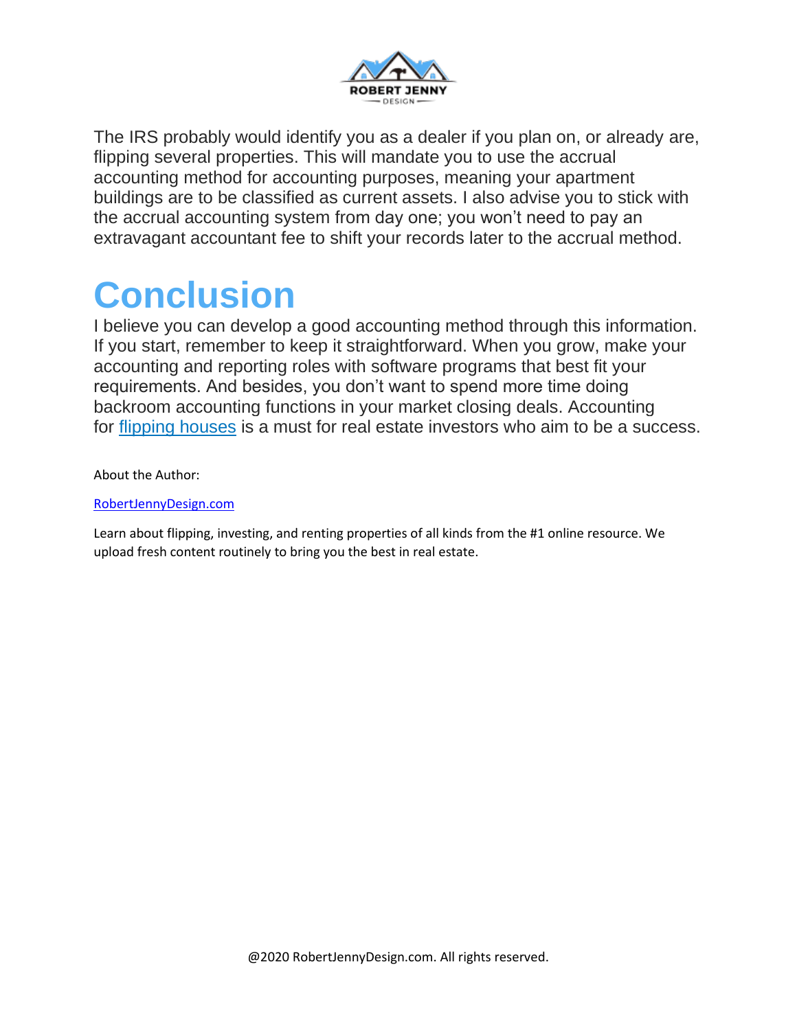The IRS probably would identify you as a dealer if you plan on, or already are, flipping several properties. This will mandate you to use the accrual accounting method for accounting purposes, meaning your apartment buildings are to be classified as current assets. I also advise you to stick with the accrual accounting system from day one; you won't need to pay an extravagant accountant fee to shift your records later to the accrual method.

# Conclusion

I believe you can develop a good accounting method through this information. If you start, remember to keep it straightforward. When you grow, make your accounting and reporting roles with software programs that best fit your requirements. And besides, you don't want to spend more time doing backroom accounting functions in your market closing deals. Accounting for [flipping houses]() is a must for real estate investors who aim to be a success.

About the Author:

[RobertJennyDesign.com]()

Learn about flipping, investing, and renting properties of all kinds from the #1 online resource. We upload fresh content routinely to bring you the best in real estate.

@2020 RobertJennyDesign.com. All rights reserved.